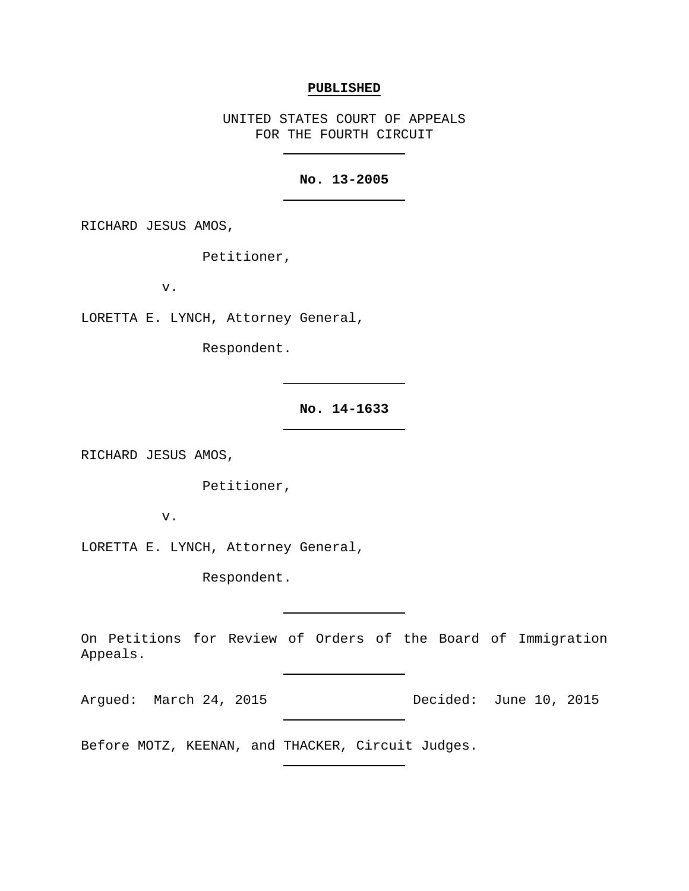**PUBLISHED**

UNITED STATES COURT OF APPEALS
FOR THE FOURTH CIRCUIT

---

**No. 13-2005**

---

RICHARD JESUS AMOS,

Petitioner,

v.

LORETTA E. LYNCH, Attorney General,

Respondent.

---

**No. 14-1633**

---

RICHARD JESUS AMOS,

Petitioner,

v.

LORETTA E. LYNCH, Attorney General,

Respondent.

---

On Petitions for Review of Orders of the Board of Immigration Appeals.

---

Argued: March 24, 2015 Decided: June 10, 2015

---

Before MOTZ, KEENAN, and THACKER, Circuit Judges.

---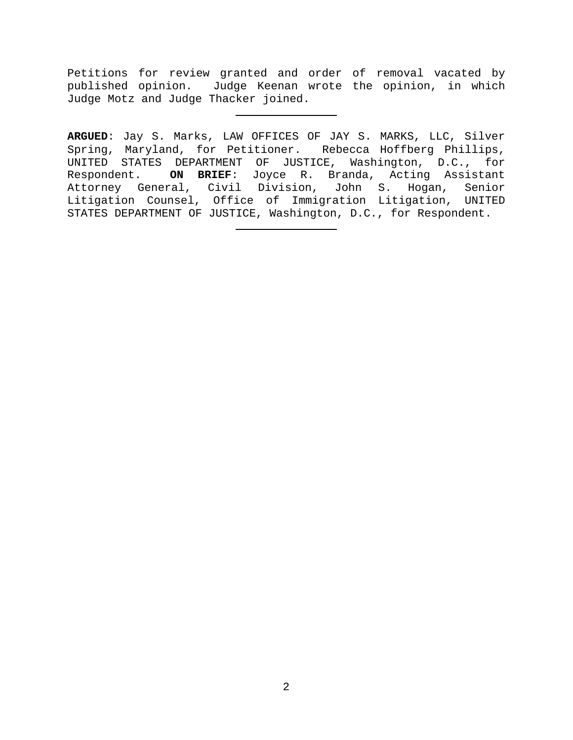Petitions for review granted and order of removal vacated by published opinion. Judge Keenan wrote the opinion, in which Judge Motz and Judge Thacker joined.

---

**ARGUED**: Jay S. Marks, LAW OFFICES OF JAY S. MARKS, LLC, Silver Spring, Maryland, for Petitioner. Rebecca Hoffberg Phillips, UNITED STATES DEPARTMENT OF JUSTICE, Washington, D.C., for Respondent. **ON BRIEF**: Joyce R. Branda, Acting Assistant Attorney General, Civil Division, John S. Hogan, Senior Litigation Counsel, Office of Immigration Litigation, UNITED STATES DEPARTMENT OF JUSTICE, Washington, D.C., for Respondent.

---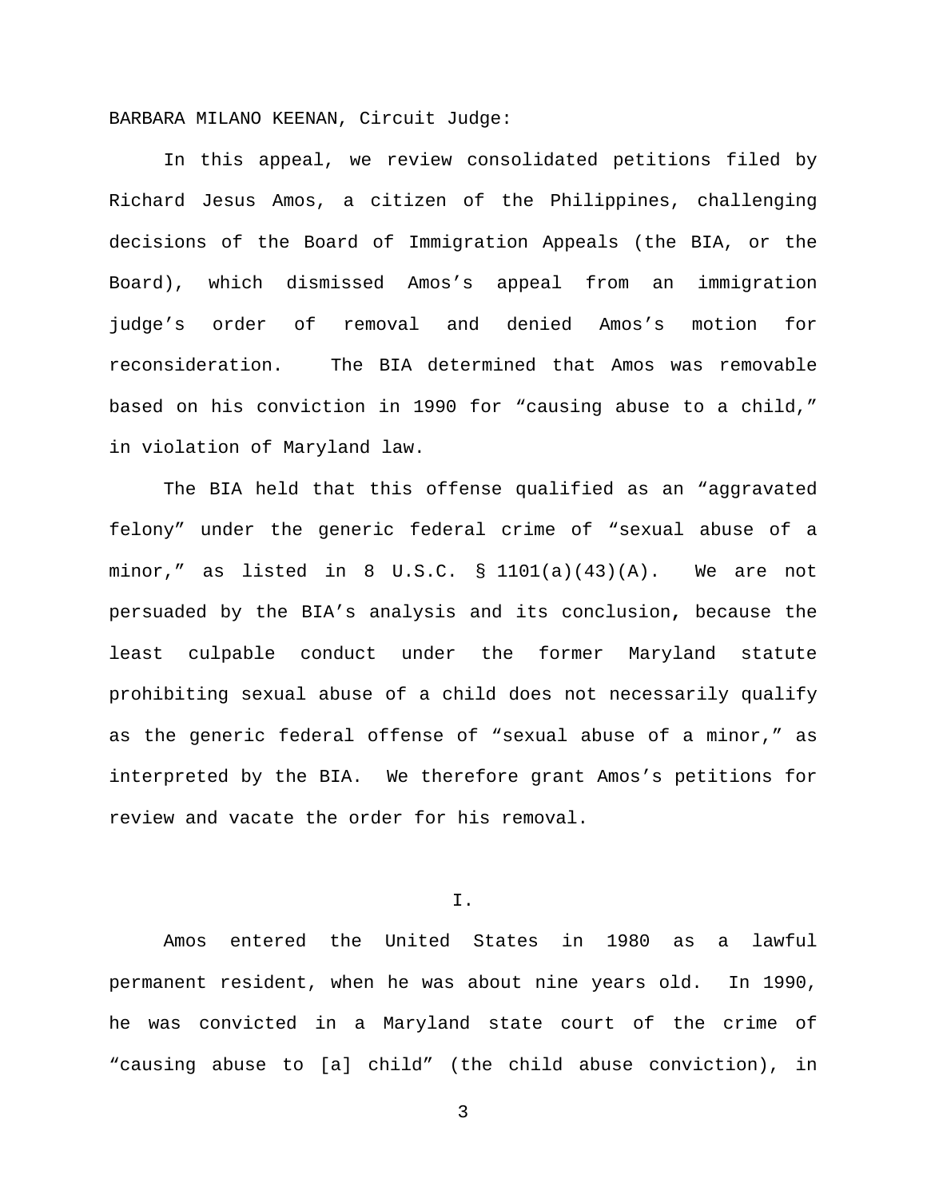BARBARA MILANO KEENAN, Circuit Judge:

In this appeal, we review consolidated petitions filed by Richard Jesus Amos, a citizen of the Philippines, challenging decisions of the Board of Immigration Appeals (the BIA, or the Board), which dismissed Amos's appeal from an immigration judge's order of removal and denied Amos's motion for reconsideration. The BIA determined that Amos was removable based on his conviction in 1990 for "causing abuse to a child," in violation of Maryland law.

The BIA held that this offense qualified as an "aggravated felony" under the generic federal crime of "sexual abuse of a minor," as listed in 8 U.S.C. § 1101(a)(43)(A). We are not persuaded by the BIA's analysis and its conclusion, because the least culpable conduct under the former Maryland statute prohibiting sexual abuse of a child does not necessarily qualify as the generic federal offense of "sexual abuse of a minor," as interpreted by the BIA. We therefore grant Amos's petitions for review and vacate the order for his removal.

## I.

Amos entered the United States in 1980 as a lawful permanent resident, when he was about nine years old. In 1990, he was convicted in a Maryland state court of the crime of "causing abuse to [a] child" (the child abuse conviction), in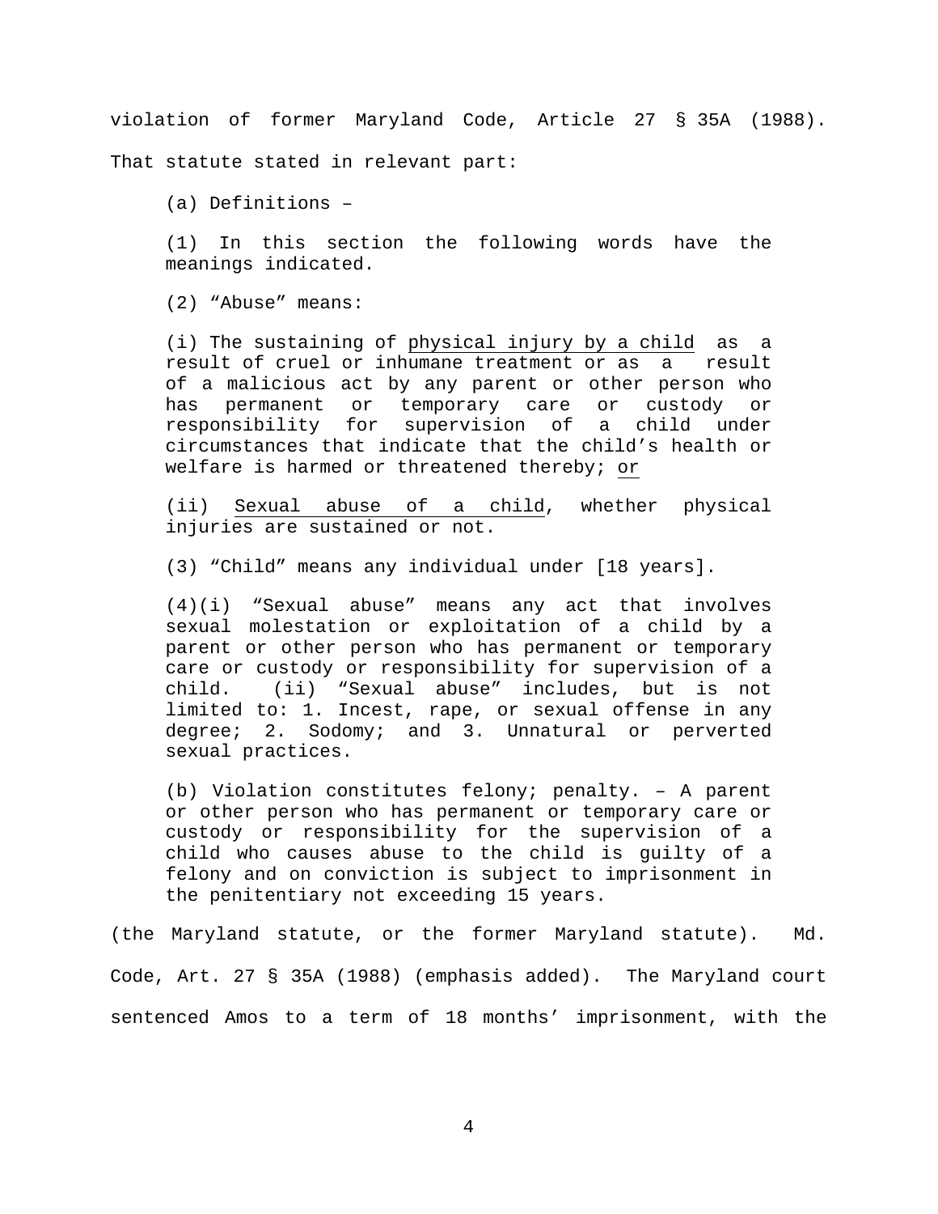violation of former Maryland Code, Article 27 § 35A (1988). That statute stated in relevant part:

> (a) Definitions –
>
> (1) In this section the following words have the meanings indicated.
>
> (2) "Abuse" means:
>
> (i) The sustaining of <u>physical injury by a child</u> as a result of cruel or inhumane treatment or as a result of a malicious act by any parent or other person who has permanent or temporary care or custody or responsibility for supervision of a child under circumstances that indicate that the child's health or welfare is harmed or threatened thereby; <u>or</u>
>
> (ii) <u>Sexual abuse of a child</u>, whether physical injuries are sustained or not.
>
> (3) "Child" means any individual under [18 years].
>
> (4)(i) "Sexual abuse" means any act that involves sexual molestation or exploitation of a child by a parent or other person who has permanent or temporary care or custody or responsibility for supervision of a child. (ii) "Sexual abuse" includes, but is not limited to: 1. Incest, rape, or sexual offense in any degree; 2. Sodomy; and 3. Unnatural or perverted sexual practices.
>
> (b) Violation constitutes felony; penalty. – A parent or other person who has permanent or temporary care or custody or responsibility for the supervision of a child who causes abuse to the child is guilty of a felony and on conviction is subject to imprisonment in the penitentiary not exceeding 15 years.

(the Maryland statute, or the former Maryland statute). Md. Code, Art. 27 § 35A (1988) (emphasis added). The Maryland court sentenced Amos to a term of 18 months' imprisonment, with the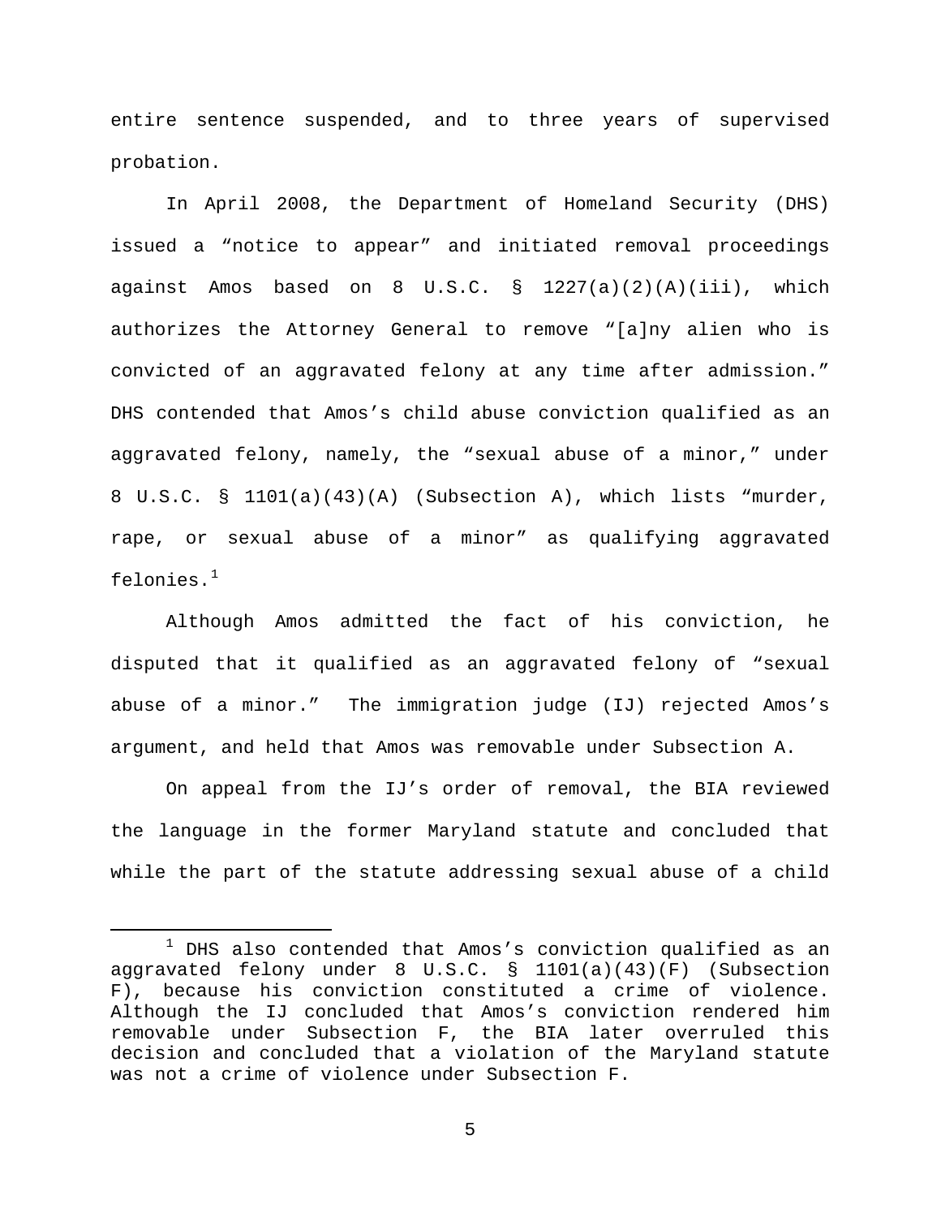entire sentence suspended, and to three years of supervised probation.

In April 2008, the Department of Homeland Security (DHS) issued a "notice to appear" and initiated removal proceedings against Amos based on 8 U.S.C. § 1227(a)(2)(A)(iii), which authorizes the Attorney General to remove "[a]ny alien who is convicted of an aggravated felony at any time after admission." DHS contended that Amos's child abuse conviction qualified as an aggravated felony, namely, the "sexual abuse of a minor," under 8 U.S.C. § 1101(a)(43)(A) (Subsection A), which lists "murder, rape, or sexual abuse of a minor" as qualifying aggravated felonies.[1]

Although Amos admitted the fact of his conviction, he disputed that it qualified as an aggravated felony of "sexual abuse of a minor." The immigration judge (IJ) rejected Amos's argument, and held that Amos was removable under Subsection A.

On appeal from the IJ's order of removal, the BIA reviewed the language in the former Maryland statute and concluded that while the part of the statute addressing sexual abuse of a child

---

[1] DHS also contended that Amos's conviction qualified as an aggravated felony under 8 U.S.C. § 1101(a)(43)(F) (Subsection F), because his conviction constituted a crime of violence. Although the IJ concluded that Amos's conviction rendered him removable under Subsection F, the BIA later overruled this decision and concluded that a violation of the Maryland statute was not a crime of violence under Subsection F.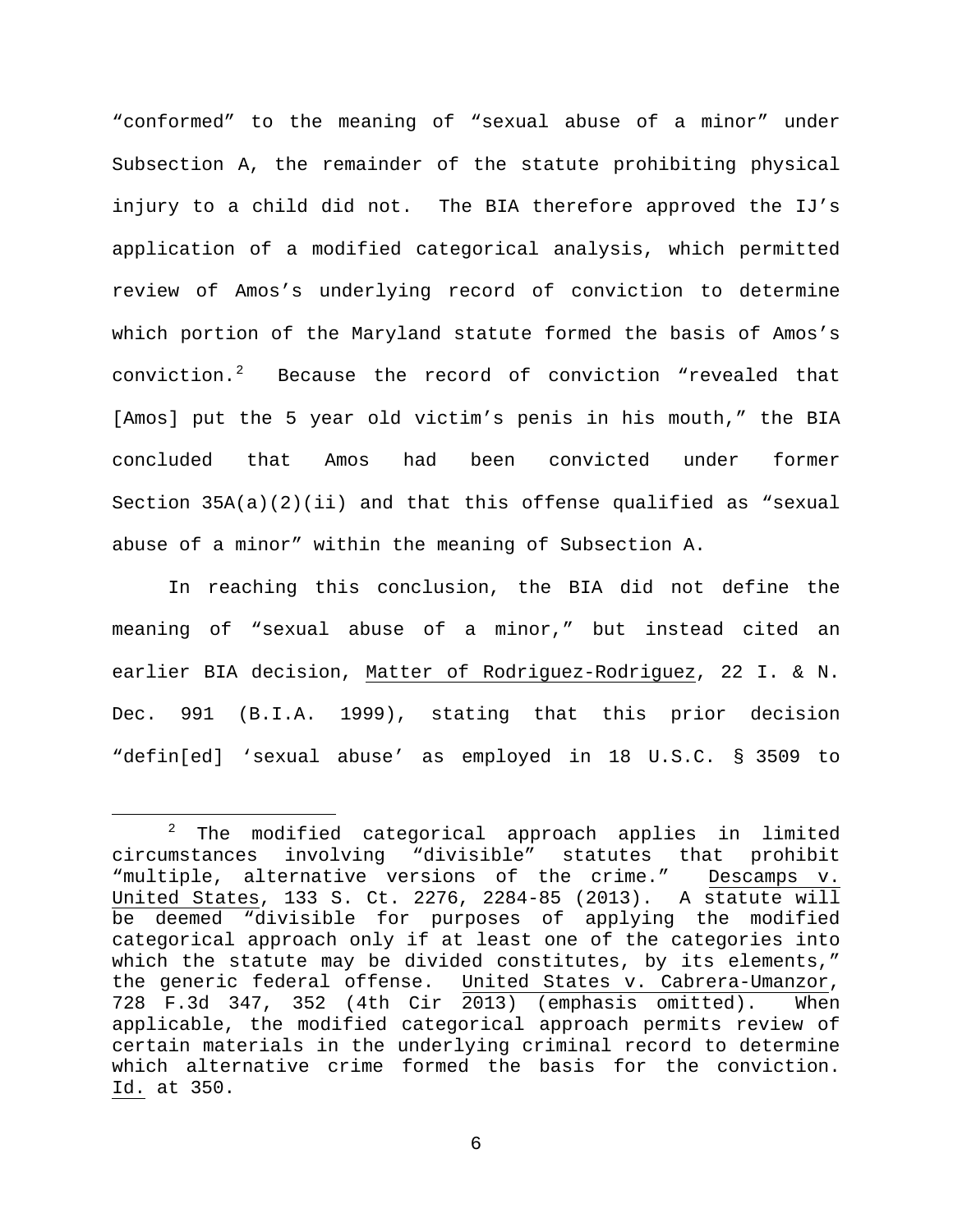"conformed" to the meaning of "sexual abuse of a minor" under Subsection A, the remainder of the statute prohibiting physical injury to a child did not. The BIA therefore approved the IJ's application of a modified categorical analysis, which permitted review of Amos's underlying record of conviction to determine which portion of the Maryland statute formed the basis of Amos's conviction.[2] Because the record of conviction "revealed that [Amos] put the 5 year old victim's penis in his mouth," the BIA concluded that Amos had been convicted under former Section 35A(a)(2)(ii) and that this offense qualified as "sexual abuse of a minor" within the meaning of Subsection A.

In reaching this conclusion, the BIA did not define the meaning of "sexual abuse of a minor," but instead cited an earlier BIA decision, Matter of Rodriguez-Rodriguez, 22 I. & N. Dec. 991 (B.I.A. 1999), stating that this prior decision "defin[ed] 'sexual abuse' as employed in 18 U.S.C. § 3509 to

---

[2] The modified categorical approach applies in limited circumstances involving "divisible" statutes that prohibit "multiple, alternative versions of the crime." Descamps v. United States, 133 S. Ct. 2276, 2284-85 (2013). A statute will be deemed "divisible for purposes of applying the modified categorical approach only if at least one of the categories into which the statute may be divided constitutes, by its elements," the generic federal offense. United States v. Cabrera-Umanzor, 728 F.3d 347, 352 (4th Cir 2013) (emphasis omitted). When applicable, the modified categorical approach permits review of certain materials in the underlying criminal record to determine which alternative crime formed the basis for the conviction. Id. at 350.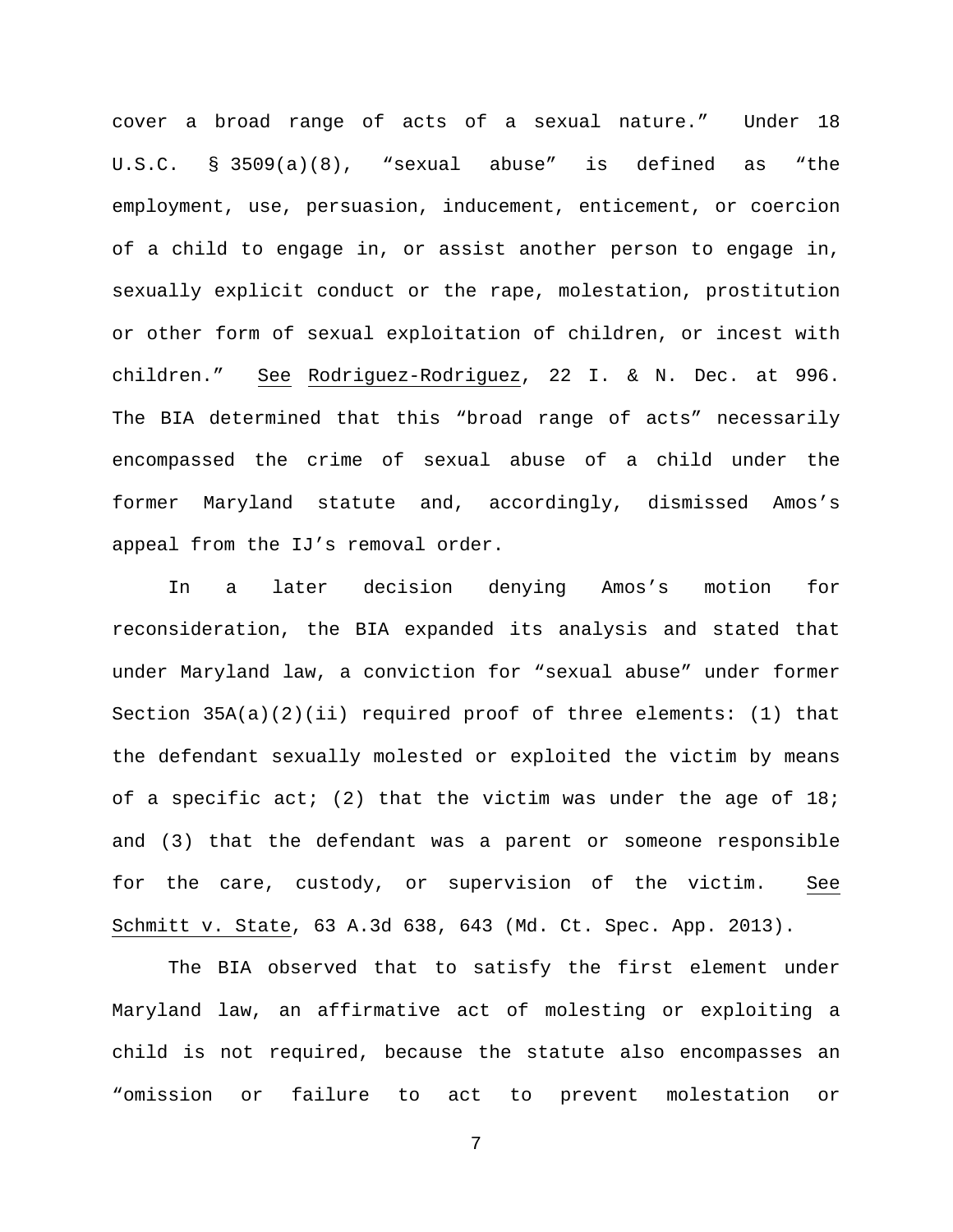cover a broad range of acts of a sexual nature." Under 18 U.S.C. § 3509(a)(8), "sexual abuse" is defined as "the employment, use, persuasion, inducement, enticement, or coercion of a child to engage in, or assist another person to engage in, sexually explicit conduct or the rape, molestation, prostitution or other form of sexual exploitation of children, or incest with children." See Rodriguez-Rodriguez, 22 I. & N. Dec. at 996. The BIA determined that this "broad range of acts" necessarily encompassed the crime of sexual abuse of a child under the former Maryland statute and, accordingly, dismissed Amos's appeal from the IJ's removal order.

In a later decision denying Amos's motion for reconsideration, the BIA expanded its analysis and stated that under Maryland law, a conviction for "sexual abuse" under former Section 35A(a)(2)(ii) required proof of three elements: (1) that the defendant sexually molested or exploited the victim by means of a specific act; (2) that the victim was under the age of 18; and (3) that the defendant was a parent or someone responsible for the care, custody, or supervision of the victim. See Schmitt v. State, 63 A.3d 638, 643 (Md. Ct. Spec. App. 2013).

The BIA observed that to satisfy the first element under Maryland law, an affirmative act of molesting or exploiting a child is not required, because the statute also encompasses an "omission or failure to act to prevent molestation or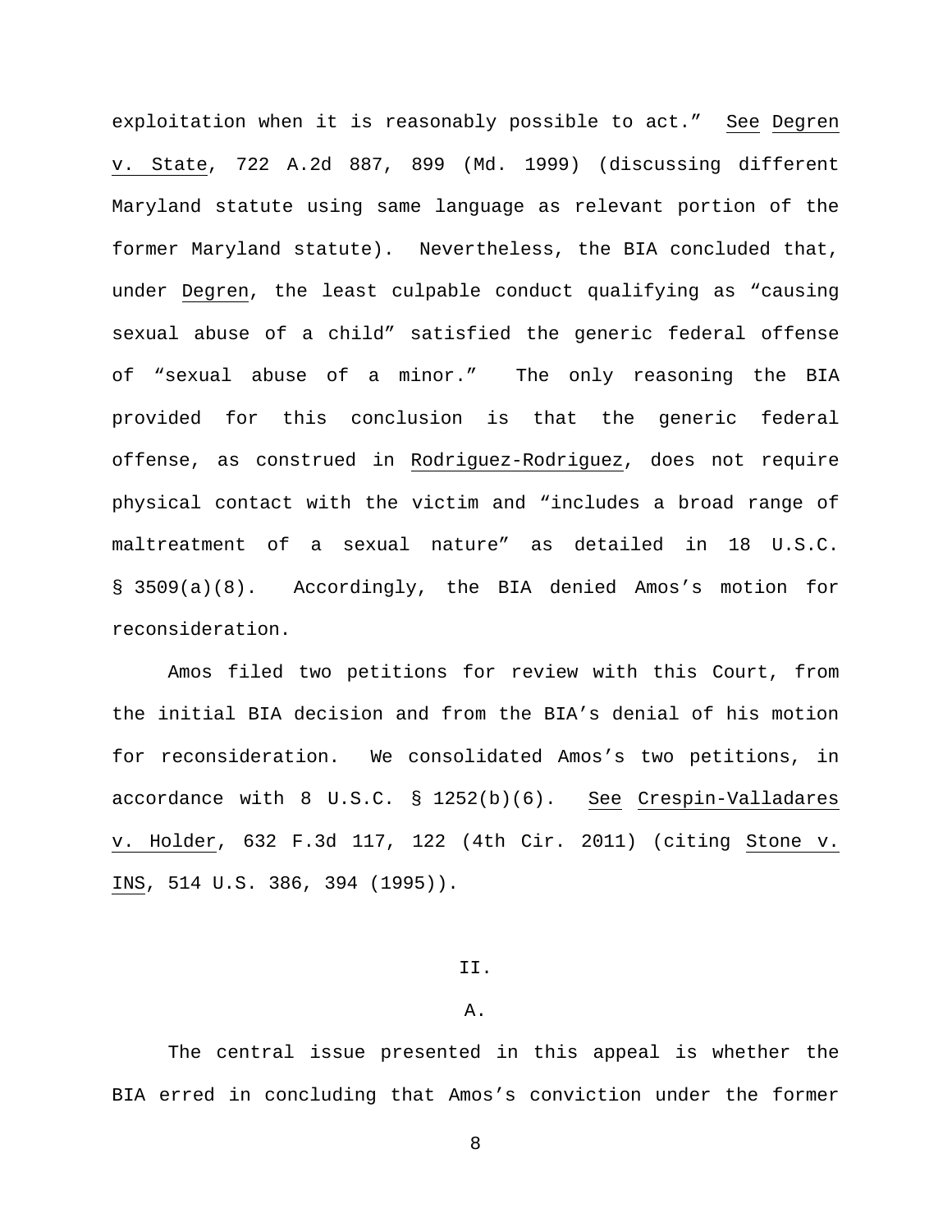exploitation when it is reasonably possible to act." See Degren v. State, 722 A.2d 887, 899 (Md. 1999) (discussing different Maryland statute using same language as relevant portion of the former Maryland statute). Nevertheless, the BIA concluded that, under Degren, the least culpable conduct qualifying as "causing sexual abuse of a child" satisfied the generic federal offense of "sexual abuse of a minor." The only reasoning the BIA provided for this conclusion is that the generic federal offense, as construed in Rodriguez-Rodriguez, does not require physical contact with the victim and "includes a broad range of maltreatment of a sexual nature" as detailed in 18 U.S.C. § 3509(a)(8). Accordingly, the BIA denied Amos's motion for reconsideration.

Amos filed two petitions for review with this Court, from the initial BIA decision and from the BIA's denial of his motion for reconsideration. We consolidated Amos's two petitions, in accordance with 8 U.S.C. § 1252(b)(6). See Crespin-Valladares v. Holder, 632 F.3d 117, 122 (4th Cir. 2011) (citing Stone v. INS, 514 U.S. 386, 394 (1995)).

## II.

### A.

The central issue presented in this appeal is whether the BIA erred in concluding that Amos's conviction under the former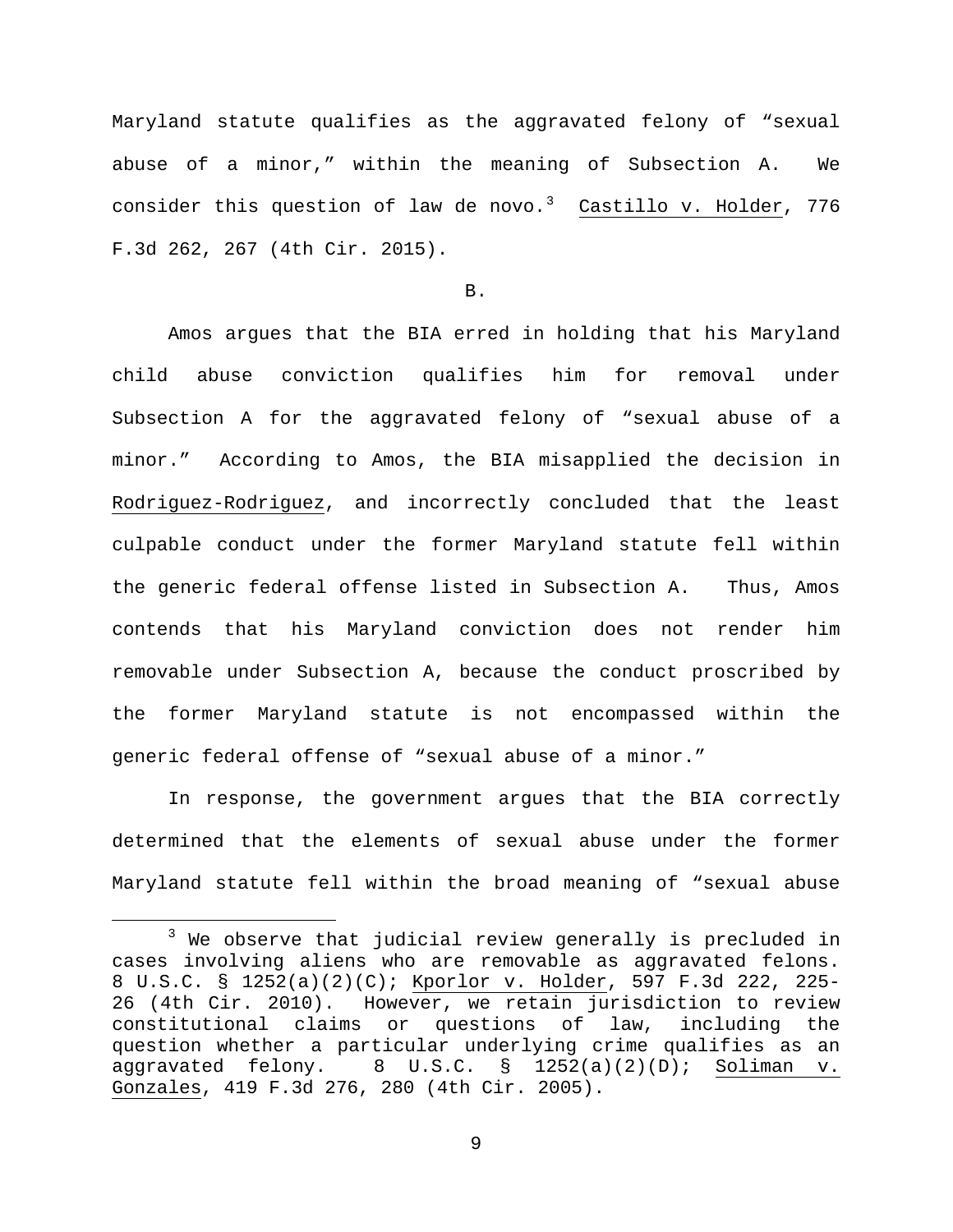Maryland statute qualifies as the aggravated felony of "sexual abuse of a minor," within the meaning of Subsection A. We consider this question of law de novo.[3] Castillo v. Holder, 776 F.3d 262, 267 (4th Cir. 2015).

B.

Amos argues that the BIA erred in holding that his Maryland child abuse conviction qualifies him for removal under Subsection A for the aggravated felony of "sexual abuse of a minor." According to Amos, the BIA misapplied the decision in Rodriguez-Rodriguez, and incorrectly concluded that the least culpable conduct under the former Maryland statute fell within the generic federal offense listed in Subsection A. Thus, Amos contends that his Maryland conviction does not render him removable under Subsection A, because the conduct proscribed by the former Maryland statute is not encompassed within the generic federal offense of "sexual abuse of a minor."

In response, the government argues that the BIA correctly determined that the elements of sexual abuse under the former Maryland statute fell within the broad meaning of "sexual abuse

[3] We observe that judicial review generally is precluded in cases involving aliens who are removable as aggravated felons. 8 U.S.C. § 1252(a)(2)(C); Kporlor v. Holder, 597 F.3d 222, 225-26 (4th Cir. 2010). However, we retain jurisdiction to review constitutional claims or questions of law, including the question whether a particular underlying crime qualifies as an aggravated felony. 8 U.S.C. § 1252(a)(2)(D); Soliman v. Gonzales, 419 F.3d 276, 280 (4th Cir. 2005).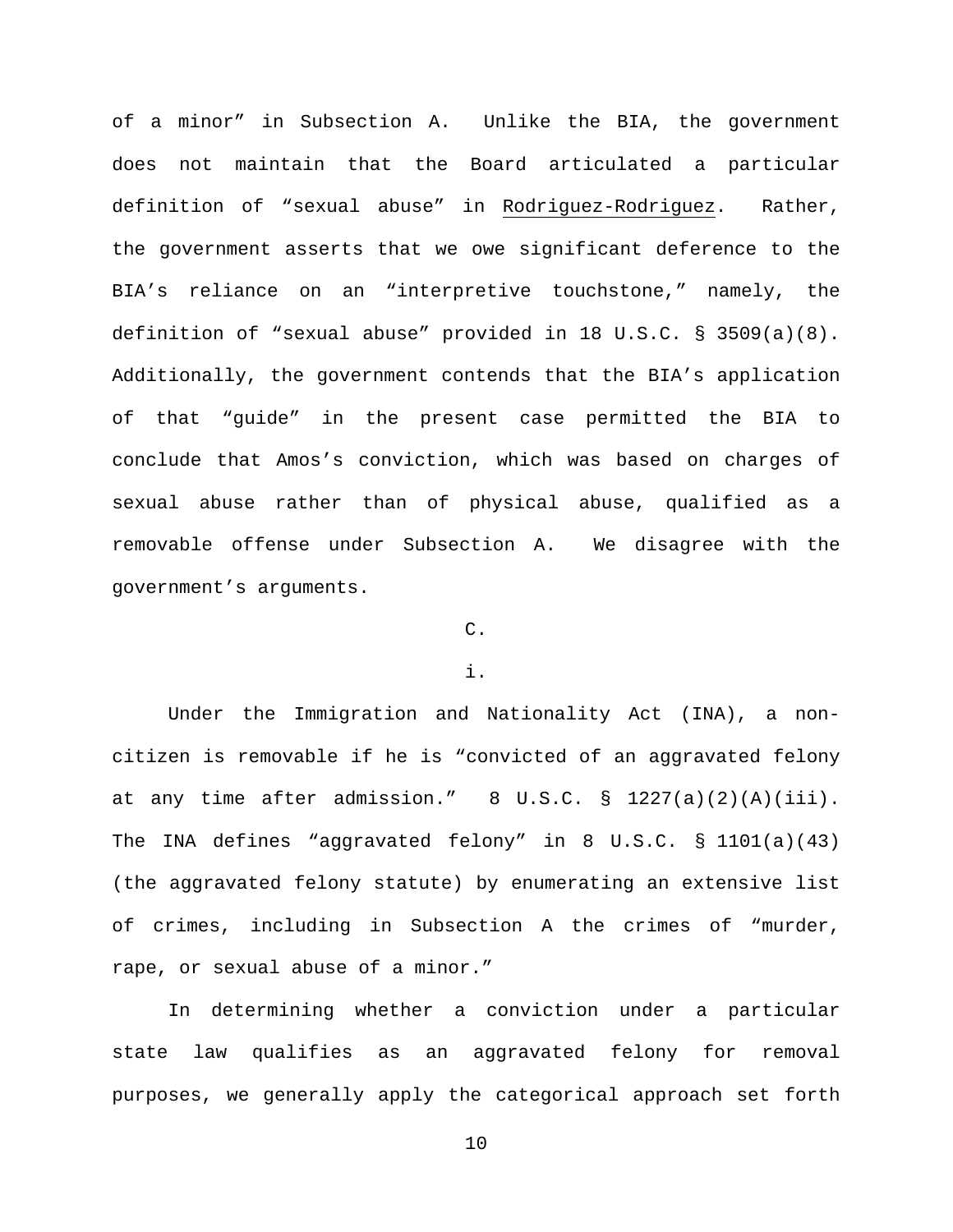of a minor" in Subsection A. Unlike the BIA, the government does not maintain that the Board articulated a particular definition of "sexual abuse" in Rodriguez-Rodriguez. Rather, the government asserts that we owe significant deference to the BIA's reliance on an "interpretive touchstone," namely, the definition of "sexual abuse" provided in 18 U.S.C. § 3509(a)(8). Additionally, the government contends that the BIA's application of that "guide" in the present case permitted the BIA to conclude that Amos's conviction, which was based on charges of sexual abuse rather than of physical abuse, qualified as a removable offense under Subsection A. We disagree with the government's arguments.

C.

i.

Under the Immigration and Nationality Act (INA), a non-citizen is removable if he is "convicted of an aggravated felony at any time after admission." 8 U.S.C. § 1227(a)(2)(A)(iii). The INA defines "aggravated felony" in 8 U.S.C. § 1101(a)(43) (the aggravated felony statute) by enumerating an extensive list of crimes, including in Subsection A the crimes of "murder, rape, or sexual abuse of a minor."

In determining whether a conviction under a particular state law qualifies as an aggravated felony for removal purposes, we generally apply the categorical approach set forth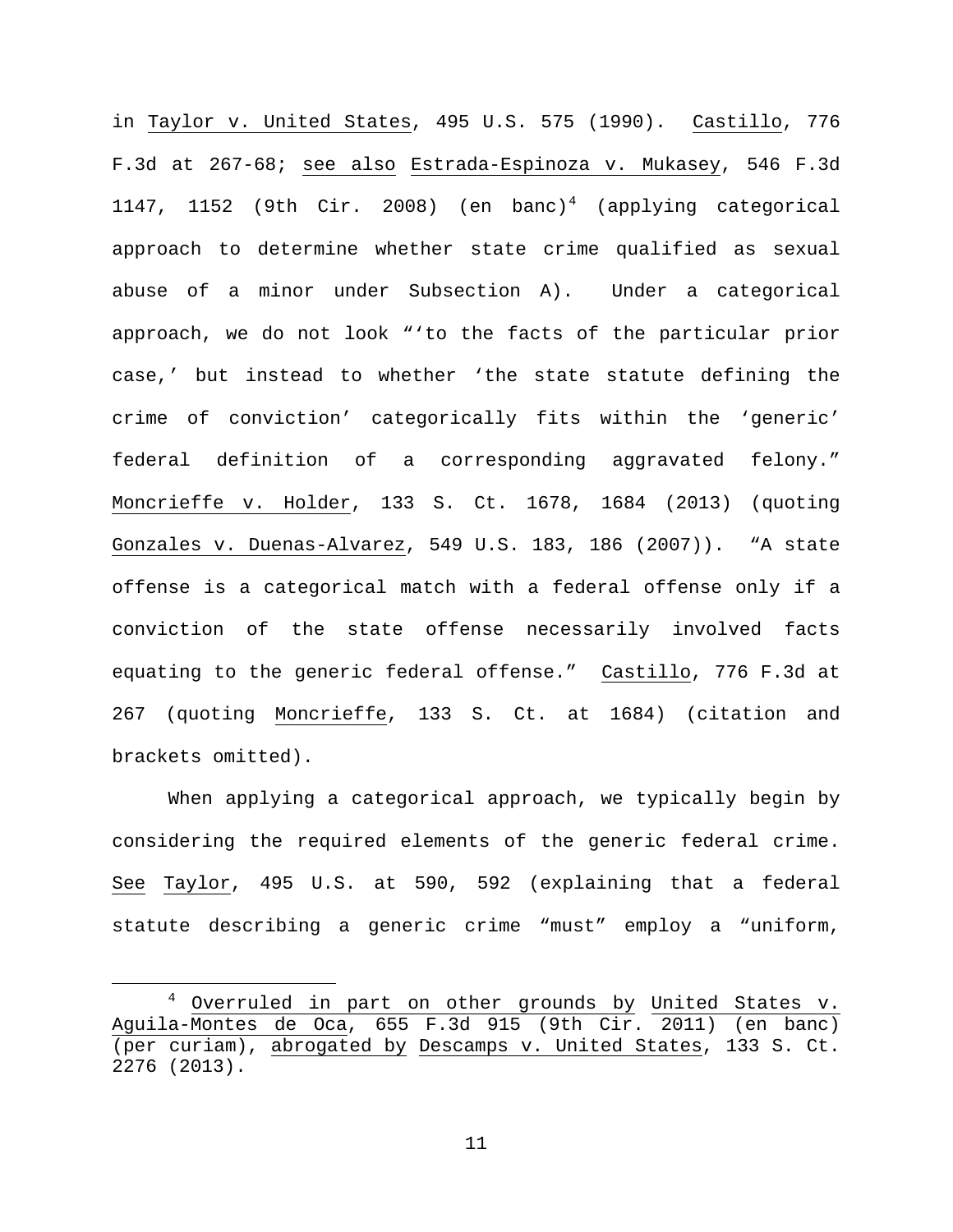in Taylor v. United States, 495 U.S. 575 (1990). Castillo, 776 F.3d at 267-68; see also Estrada-Espinoza v. Mukasey, 546 F.3d 1147, 1152 (9th Cir. 2008) (en banc)[4] (applying categorical approach to determine whether state crime qualified as sexual abuse of a minor under Subsection A). Under a categorical approach, we do not look "'to the facts of the particular prior case,' but instead to whether 'the state statute defining the crime of conviction' categorically fits within the 'generic' federal definition of a corresponding aggravated felony." Moncrieffe v. Holder, 133 S. Ct. 1678, 1684 (2013) (quoting Gonzales v. Duenas-Alvarez, 549 U.S. 183, 186 (2007)). "A state offense is a categorical match with a federal offense only if a conviction of the state offense necessarily involved facts equating to the generic federal offense." Castillo, 776 F.3d at 267 (quoting Moncrieffe, 133 S. Ct. at 1684) (citation and brackets omitted).

When applying a categorical approach, we typically begin by considering the required elements of the generic federal crime. See Taylor, 495 U.S. at 590, 592 (explaining that a federal statute describing a generic crime "must" employ a "uniform,

---

[4] Overruled in part on other grounds by United States v. Aguila-Montes de Oca, 655 F.3d 915 (9th Cir. 2011) (en banc) (per curiam), abrogated by Descamps v. United States, 133 S. Ct. 2276 (2013).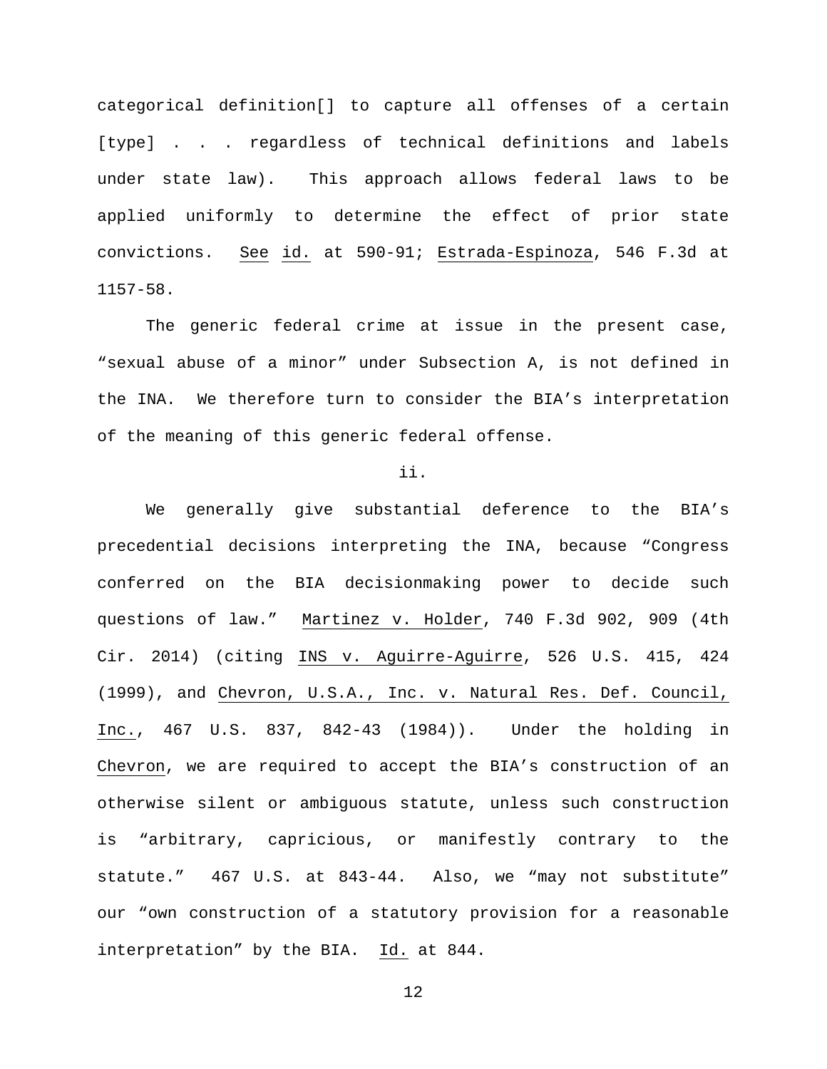categorical definition[] to capture all offenses of a certain [type] . . . regardless of technical definitions and labels under state law). This approach allows federal laws to be applied uniformly to determine the effect of prior state convictions. See id. at 590-91; Estrada-Espinoza, 546 F.3d at 1157-58.

The generic federal crime at issue in the present case, "sexual abuse of a minor" under Subsection A, is not defined in the INA. We therefore turn to consider the BIA's interpretation of the meaning of this generic federal offense.

ii.

We generally give substantial deference to the BIA's precedential decisions interpreting the INA, because "Congress conferred on the BIA decisionmaking power to decide such questions of law." Martinez v. Holder, 740 F.3d 902, 909 (4th Cir. 2014) (citing INS v. Aguirre-Aguirre, 526 U.S. 415, 424 (1999), and Chevron, U.S.A., Inc. v. Natural Res. Def. Council, Inc., 467 U.S. 837, 842-43 (1984)). Under the holding in Chevron, we are required to accept the BIA's construction of an otherwise silent or ambiguous statute, unless such construction is "arbitrary, capricious, or manifestly contrary to the statute." 467 U.S. at 843-44. Also, we "may not substitute" our "own construction of a statutory provision for a reasonable interpretation" by the BIA. Id. at 844.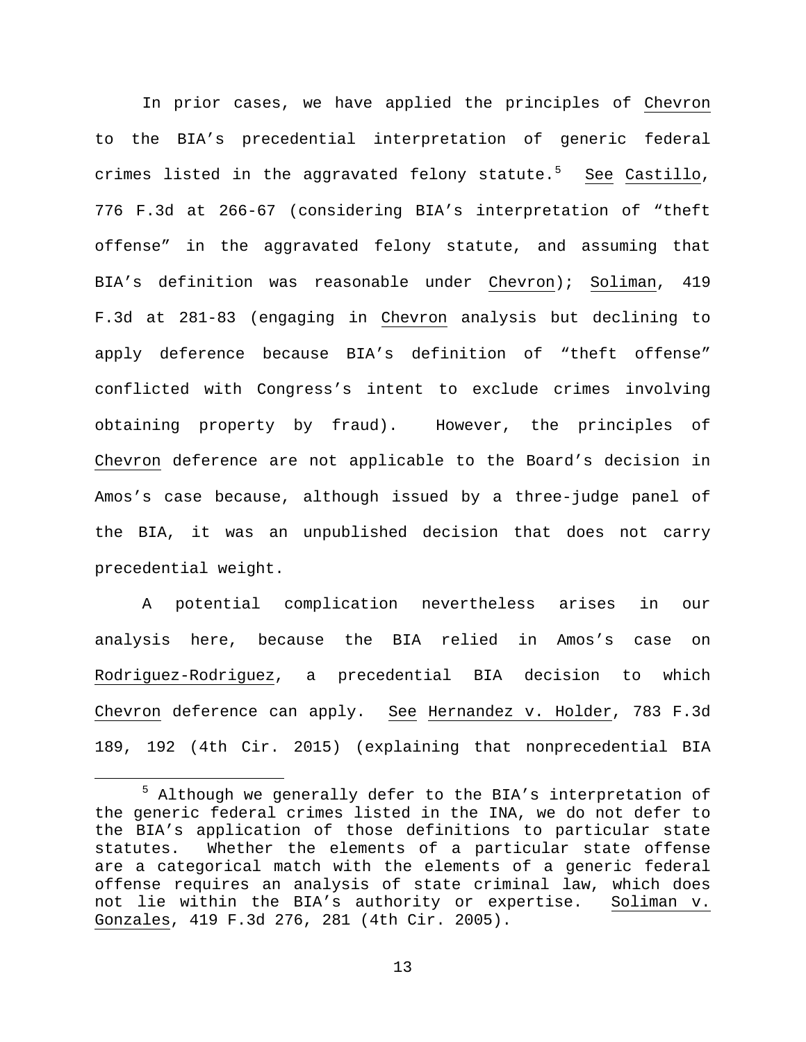In prior cases, we have applied the principles of Chevron to the BIA's precedential interpretation of generic federal crimes listed in the aggravated felony statute.[5] See Castillo, 776 F.3d at 266-67 (considering BIA's interpretation of "theft offense" in the aggravated felony statute, and assuming that BIA's definition was reasonable under Chevron); Soliman, 419 F.3d at 281-83 (engaging in Chevron analysis but declining to apply deference because BIA's definition of "theft offense" conflicted with Congress's intent to exclude crimes involving obtaining property by fraud). However, the principles of Chevron deference are not applicable to the Board's decision in Amos's case because, although issued by a three-judge panel of the BIA, it was an unpublished decision that does not carry precedential weight.

A potential complication nevertheless arises in our analysis here, because the BIA relied in Amos's case on Rodriguez-Rodriguez, a precedential BIA decision to which Chevron deference can apply. See Hernandez v. Holder, 783 F.3d 189, 192 (4th Cir. 2015) (explaining that nonprecedential BIA

[5] Although we generally defer to the BIA's interpretation of the generic federal crimes listed in the INA, we do not defer to the BIA's application of those definitions to particular state statutes. Whether the elements of a particular state offense are a categorical match with the elements of a generic federal offense requires an analysis of state criminal law, which does not lie within the BIA's authority or expertise. Soliman v. Gonzales, 419 F.3d 276, 281 (4th Cir. 2005).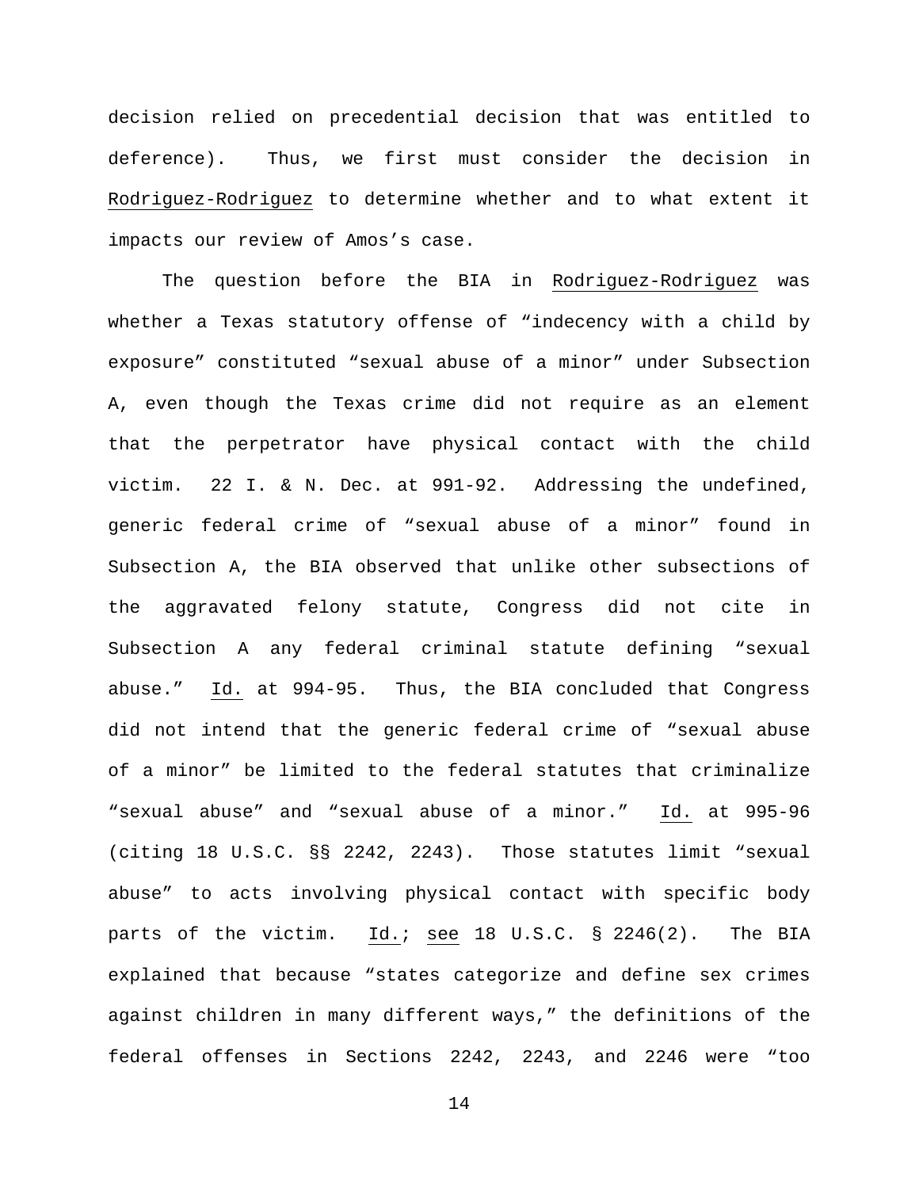decision relied on precedential decision that was entitled to deference). Thus, we first must consider the decision in Rodriguez-Rodriguez to determine whether and to what extent it impacts our review of Amos's case.

The question before the BIA in Rodriguez-Rodriguez was whether a Texas statutory offense of "indecency with a child by exposure" constituted "sexual abuse of a minor" under Subsection A, even though the Texas crime did not require as an element that the perpetrator have physical contact with the child victim. 22 I. & N. Dec. at 991-92. Addressing the undefined, generic federal crime of "sexual abuse of a minor" found in Subsection A, the BIA observed that unlike other subsections of the aggravated felony statute, Congress did not cite in Subsection A any federal criminal statute defining "sexual abuse." Id. at 994-95. Thus, the BIA concluded that Congress did not intend that the generic federal crime of "sexual abuse of a minor" be limited to the federal statutes that criminalize "sexual abuse" and "sexual abuse of a minor." Id. at 995-96 (citing 18 U.S.C. §§ 2242, 2243). Those statutes limit "sexual abuse" to acts involving physical contact with specific body parts of the victim. Id.; see 18 U.S.C. § 2246(2). The BIA explained that because "states categorize and define sex crimes against children in many different ways," the definitions of the federal offenses in Sections 2242, 2243, and 2246 were "too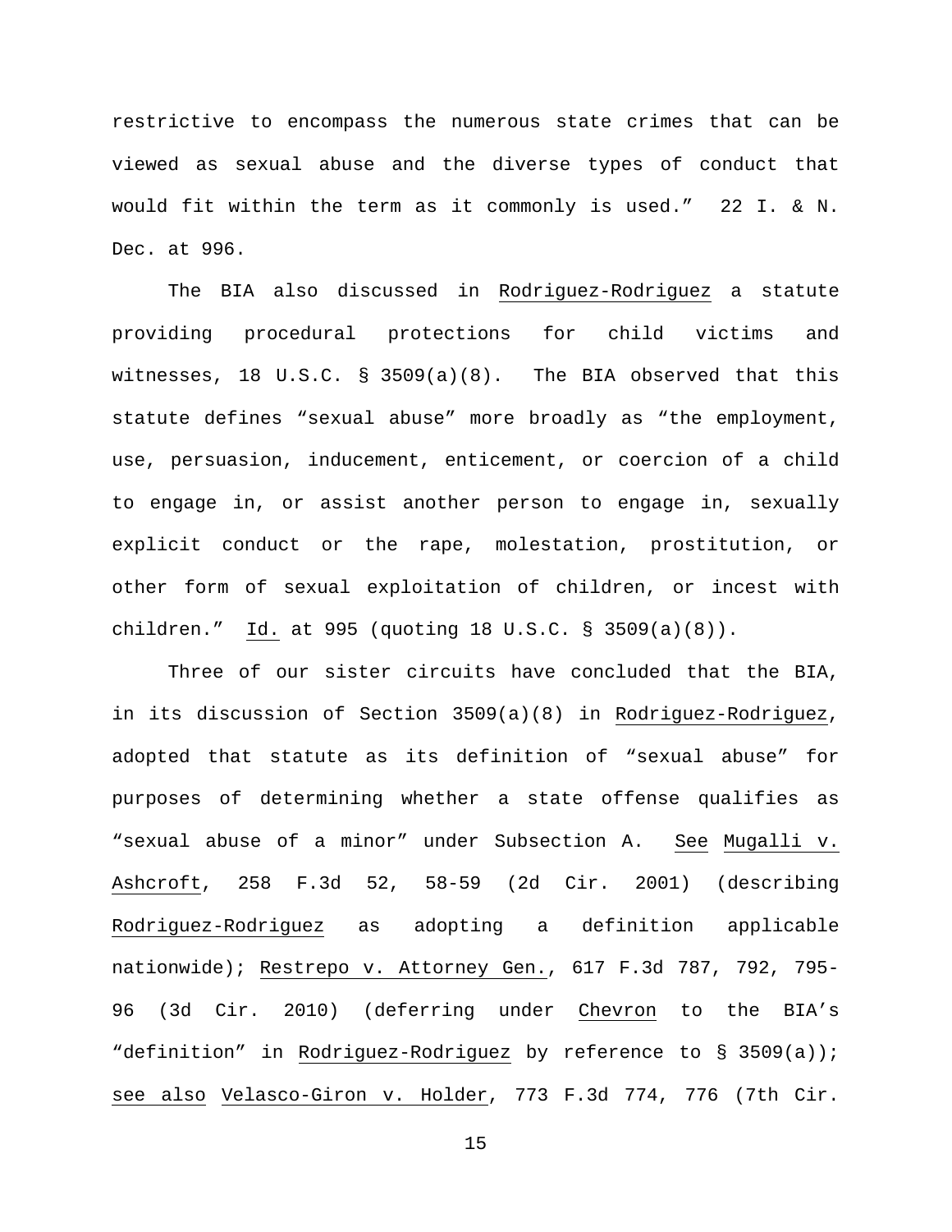restrictive to encompass the numerous state crimes that can be viewed as sexual abuse and the diverse types of conduct that would fit within the term as it commonly is used." 22 I. & N. Dec. at 996.

The BIA also discussed in Rodriguez-Rodriguez a statute providing procedural protections for child victims and witnesses, 18 U.S.C. § 3509(a)(8). The BIA observed that this statute defines "sexual abuse" more broadly as "the employment, use, persuasion, inducement, enticement, or coercion of a child to engage in, or assist another person to engage in, sexually explicit conduct or the rape, molestation, prostitution, or other form of sexual exploitation of children, or incest with children." Id. at 995 (quoting 18 U.S.C. § 3509(a)(8)).

Three of our sister circuits have concluded that the BIA, in its discussion of Section 3509(a)(8) in Rodriguez-Rodriguez, adopted that statute as its definition of "sexual abuse" for purposes of determining whether a state offense qualifies as "sexual abuse of a minor" under Subsection A. See Mugalli v. Ashcroft, 258 F.3d 52, 58-59 (2d Cir. 2001) (describing Rodriguez-Rodriguez as adopting a definition applicable nationwide); Restrepo v. Attorney Gen., 617 F.3d 787, 792, 795-96 (3d Cir. 2010) (deferring under Chevron to the BIA's "definition" in Rodriguez-Rodriguez by reference to § 3509(a)); see also Velasco-Giron v. Holder, 773 F.3d 774, 776 (7th Cir.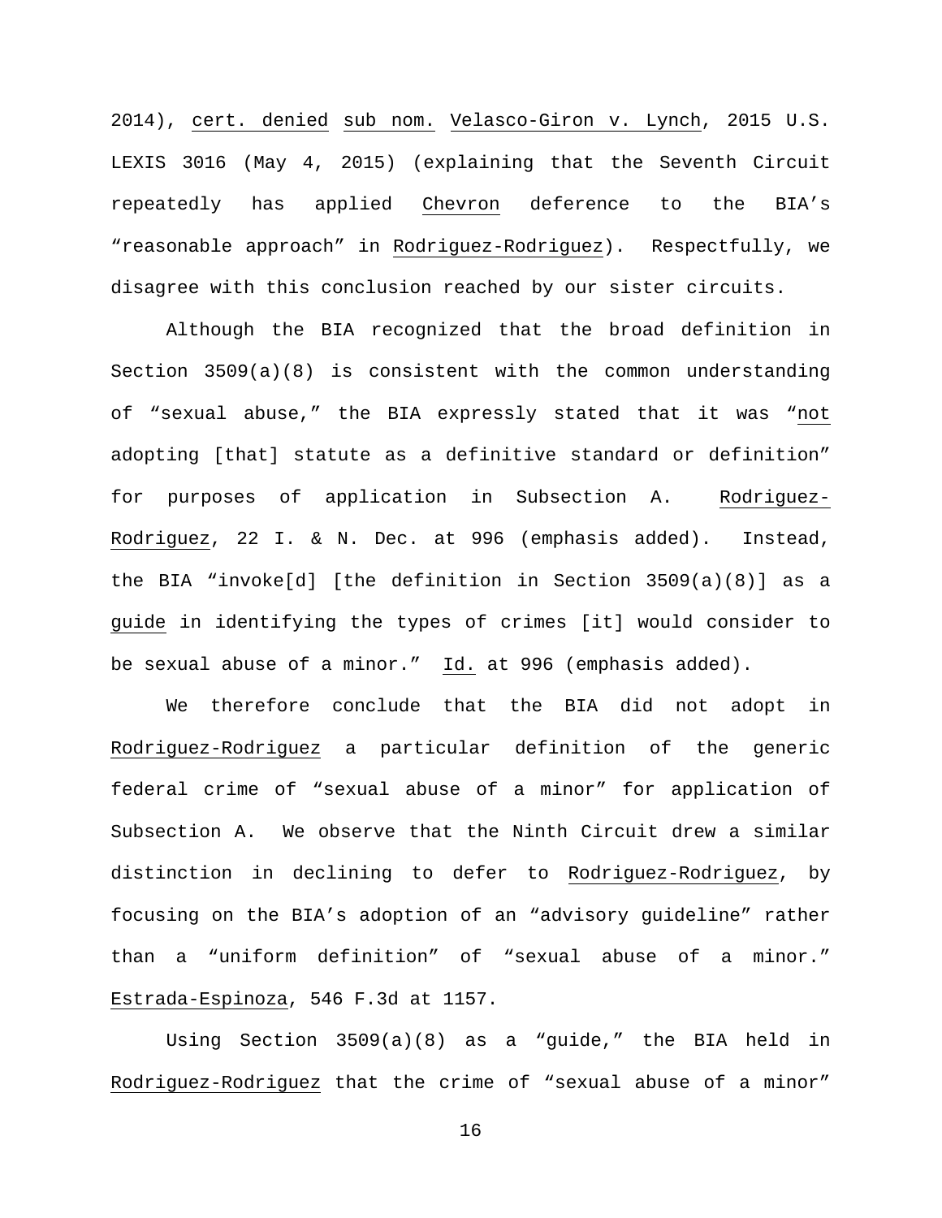2014), cert. denied sub nom. Velasco-Giron v. Lynch, 2015 U.S. LEXIS 3016 (May 4, 2015) (explaining that the Seventh Circuit repeatedly has applied Chevron deference to the BIA's "reasonable approach" in Rodriguez-Rodriguez). Respectfully, we disagree with this conclusion reached by our sister circuits.

Although the BIA recognized that the broad definition in Section 3509(a)(8) is consistent with the common understanding of "sexual abuse," the BIA expressly stated that it was "not adopting [that] statute as a definitive standard or definition" for purposes of application in Subsection A. Rodriguez-Rodriguez, 22 I. & N. Dec. at 996 (emphasis added). Instead, the BIA "invoke[d] [the definition in Section 3509(a)(8)] as a guide in identifying the types of crimes [it] would consider to be sexual abuse of a minor." Id. at 996 (emphasis added).

We therefore conclude that the BIA did not adopt in Rodriguez-Rodriguez a particular definition of the generic federal crime of "sexual abuse of a minor" for application of Subsection A. We observe that the Ninth Circuit drew a similar distinction in declining to defer to Rodriguez-Rodriguez, by focusing on the BIA's adoption of an "advisory guideline" rather than a "uniform definition" of "sexual abuse of a minor." Estrada-Espinoza, 546 F.3d at 1157.

Using Section 3509(a)(8) as a "guide," the BIA held in Rodriguez-Rodriguez that the crime of "sexual abuse of a minor"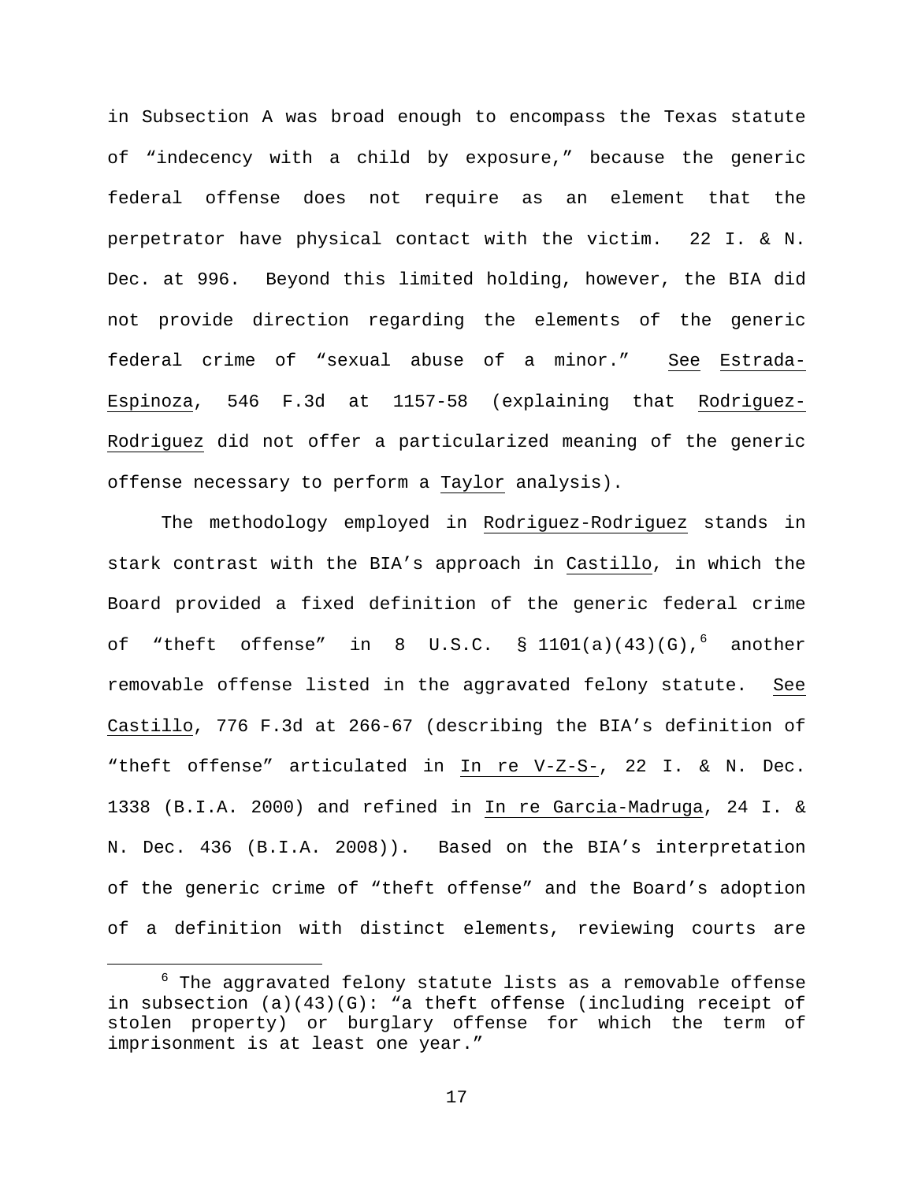in Subsection A was broad enough to encompass the Texas statute of "indecency with a child by exposure," because the generic federal offense does not require as an element that the perpetrator have physical contact with the victim. 22 I. & N. Dec. at 996. Beyond this limited holding, however, the BIA did not provide direction regarding the elements of the generic federal crime of "sexual abuse of a minor." See Estrada-Espinoza, 546 F.3d at 1157-58 (explaining that Rodriguez-Rodriguez did not offer a particularized meaning of the generic offense necessary to perform a Taylor analysis).

The methodology employed in Rodriguez-Rodriguez stands in stark contrast with the BIA's approach in Castillo, in which the Board provided a fixed definition of the generic federal crime of "theft offense" in 8 U.S.C. § 1101(a)(43)(G),[6] another removable offense listed in the aggravated felony statute. See Castillo, 776 F.3d at 266-67 (describing the BIA's definition of "theft offense" articulated in In re V-Z-S-, 22 I. & N. Dec. 1338 (B.I.A. 2000) and refined in In re Garcia-Madruga, 24 I. & N. Dec. 436 (B.I.A. 2008)). Based on the BIA's interpretation of the generic crime of "theft offense" and the Board's adoption of a definition with distinct elements, reviewing courts are

---

[6] The aggravated felony statute lists as a removable offense in subsection (a)(43)(G): "a theft offense (including receipt of stolen property) or burglary offense for which the term of imprisonment is at least one year."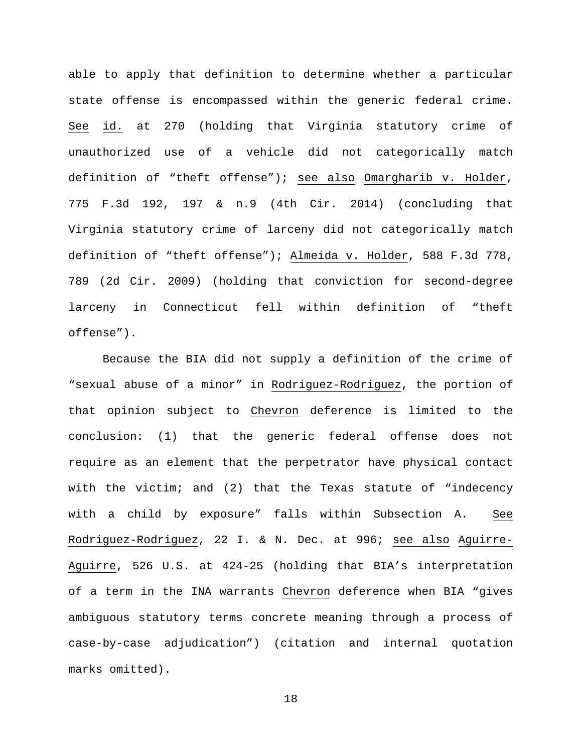able to apply that definition to determine whether a particular state offense is encompassed within the generic federal crime. See id. at 270 (holding that Virginia statutory crime of unauthorized use of a vehicle did not categorically match definition of "theft offense"); see also Omargharib v. Holder, 775 F.3d 192, 197 & n.9 (4th Cir. 2014) (concluding that Virginia statutory crime of larceny did not categorically match definition of "theft offense"); Almeida v. Holder, 588 F.3d 778, 789 (2d Cir. 2009) (holding that conviction for second-degree larceny in Connecticut fell within definition of "theft offense").

Because the BIA did not supply a definition of the crime of "sexual abuse of a minor" in Rodriguez-Rodriguez, the portion of that opinion subject to Chevron deference is limited to the conclusion: (1) that the generic federal offense does not require as an element that the perpetrator have physical contact with the victim; and (2) that the Texas statute of "indecency with a child by exposure" falls within Subsection A. See Rodriguez-Rodriguez, 22 I. & N. Dec. at 996; see also Aguirre-Aguirre, 526 U.S. at 424-25 (holding that BIA's interpretation of a term in the INA warrants Chevron deference when BIA "gives ambiguous statutory terms concrete meaning through a process of case-by-case adjudication") (citation and internal quotation marks omitted).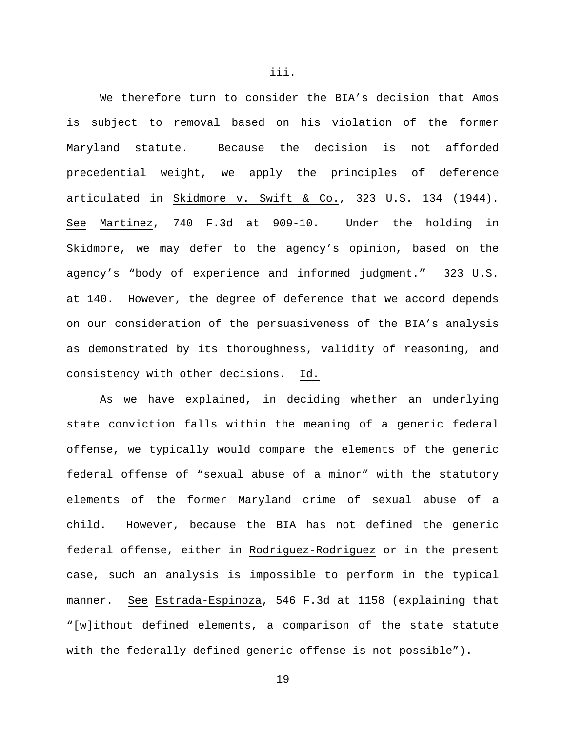iii.

We therefore turn to consider the BIA's decision that Amos is subject to removal based on his violation of the former Maryland statute. Because the decision is not afforded precedential weight, we apply the principles of deference articulated in Skidmore v. Swift & Co., 323 U.S. 134 (1944). See Martinez, 740 F.3d at 909-10. Under the holding in Skidmore, we may defer to the agency's opinion, based on the agency's "body of experience and informed judgment." 323 U.S. at 140. However, the degree of deference that we accord depends on our consideration of the persuasiveness of the BIA's analysis as demonstrated by its thoroughness, validity of reasoning, and consistency with other decisions. Id.

As we have explained, in deciding whether an underlying state conviction falls within the meaning of a generic federal offense, we typically would compare the elements of the generic federal offense of "sexual abuse of a minor" with the statutory elements of the former Maryland crime of sexual abuse of a child. However, because the BIA has not defined the generic federal offense, either in Rodriguez-Rodriguez or in the present case, such an analysis is impossible to perform in the typical manner. See Estrada-Espinoza, 546 F.3d at 1158 (explaining that "[w]ithout defined elements, a comparison of the state statute with the federally-defined generic offense is not possible").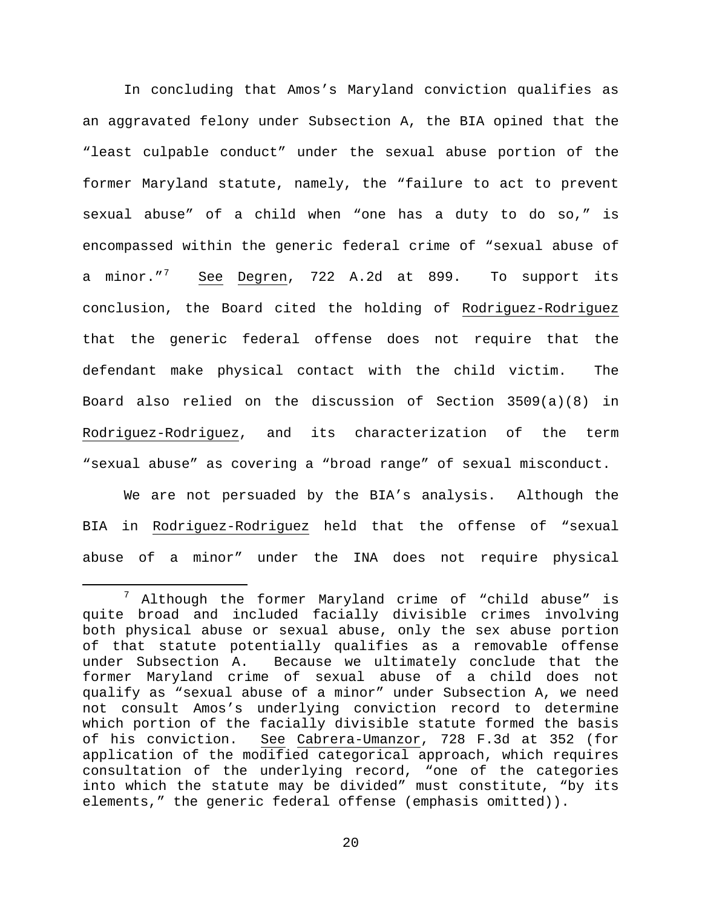In concluding that Amos's Maryland conviction qualifies as an aggravated felony under Subsection A, the BIA opined that the "least culpable conduct" under the sexual abuse portion of the former Maryland statute, namely, the "failure to act to prevent sexual abuse" of a child when "one has a duty to do so," is encompassed within the generic federal crime of "sexual abuse of a minor."[7] See Degren, 722 A.2d at 899. To support its conclusion, the Board cited the holding of Rodriguez-Rodriguez that the generic federal offense does not require that the defendant make physical contact with the child victim. The Board also relied on the discussion of Section 3509(a)(8) in Rodriguez-Rodriguez, and its characterization of the term "sexual abuse" as covering a "broad range" of sexual misconduct.

We are not persuaded by the BIA's analysis. Although the BIA in Rodriguez-Rodriguez held that the offense of "sexual abuse of a minor" under the INA does not require physical

[7] Although the former Maryland crime of "child abuse" is quite broad and included facially divisible crimes involving both physical abuse or sexual abuse, only the sex abuse portion of that statute potentially qualifies as a removable offense under Subsection A. Because we ultimately conclude that the former Maryland crime of sexual abuse of a child does not qualify as "sexual abuse of a minor" under Subsection A, we need not consult Amos's underlying conviction record to determine which portion of the facially divisible statute formed the basis of his conviction. See Cabrera-Umanzor, 728 F.3d at 352 (for application of the modified categorical approach, which requires consultation of the underlying record, "one of the categories into which the statute may be divided" must constitute, "by its elements," the generic federal offense (emphasis omitted)).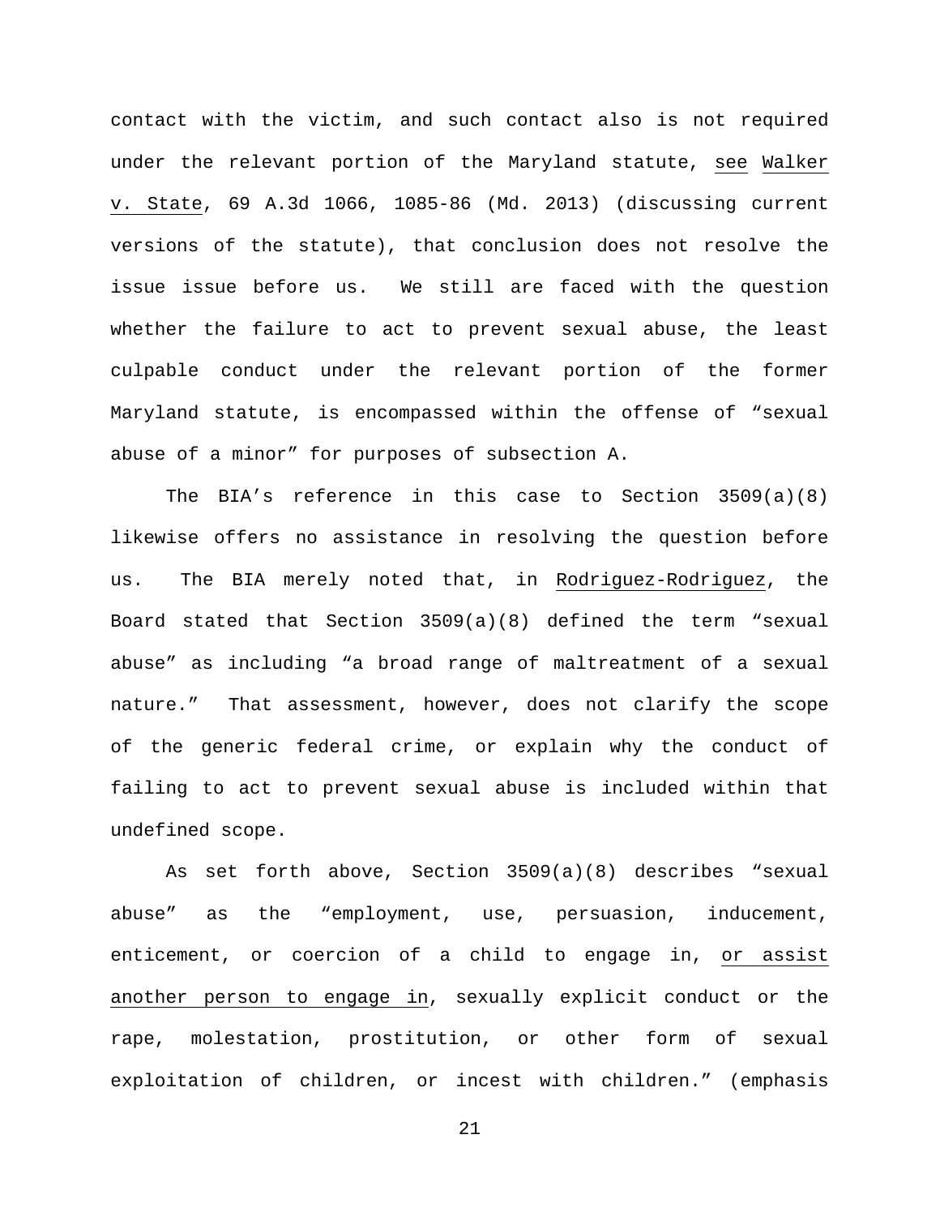contact with the victim, and such contact also is not required under the relevant portion of the Maryland statute, see Walker v. State, 69 A.3d 1066, 1085-86 (Md. 2013) (discussing current versions of the statute), that conclusion does not resolve the issue issue before us. We still are faced with the question whether the failure to act to prevent sexual abuse, the least culpable conduct under the relevant portion of the former Maryland statute, is encompassed within the offense of "sexual abuse of a minor" for purposes of subsection A.

The BIA's reference in this case to Section 3509(a)(8) likewise offers no assistance in resolving the question before us. The BIA merely noted that, in Rodriguez-Rodriguez, the Board stated that Section 3509(a)(8) defined the term "sexual abuse" as including "a broad range of maltreatment of a sexual nature." That assessment, however, does not clarify the scope of the generic federal crime, or explain why the conduct of failing to act to prevent sexual abuse is included within that undefined scope.

As set forth above, Section 3509(a)(8) describes "sexual abuse" as the "employment, use, persuasion, inducement, enticement, or coercion of a child to engage in, or assist another person to engage in, sexually explicit conduct or the rape, molestation, prostitution, or other form of sexual exploitation of children, or incest with children." (emphasis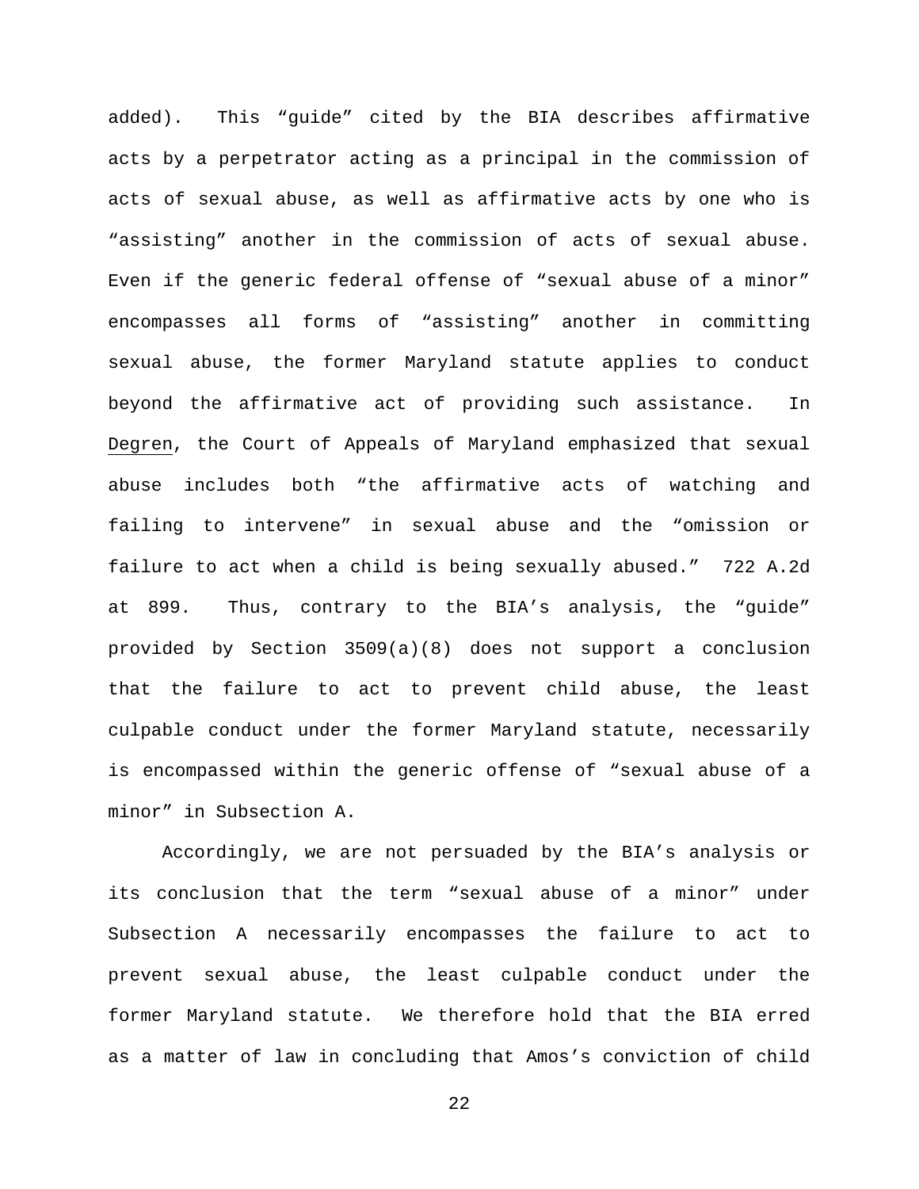added). This "guide" cited by the BIA describes affirmative acts by a perpetrator acting as a principal in the commission of acts of sexual abuse, as well as affirmative acts by one who is "assisting" another in the commission of acts of sexual abuse. Even if the generic federal offense of "sexual abuse of a minor" encompasses all forms of "assisting" another in committing sexual abuse, the former Maryland statute applies to conduct beyond the affirmative act of providing such assistance. In Degren, the Court of Appeals of Maryland emphasized that sexual abuse includes both "the affirmative acts of watching and failing to intervene" in sexual abuse and the "omission or failure to act when a child is being sexually abused." 722 A.2d at 899. Thus, contrary to the BIA's analysis, the "guide" provided by Section 3509(a)(8) does not support a conclusion that the failure to act to prevent child abuse, the least culpable conduct under the former Maryland statute, necessarily is encompassed within the generic offense of "sexual abuse of a minor" in Subsection A.

Accordingly, we are not persuaded by the BIA's analysis or its conclusion that the term "sexual abuse of a minor" under Subsection A necessarily encompasses the failure to act to prevent sexual abuse, the least culpable conduct under the former Maryland statute. We therefore hold that the BIA erred as a matter of law in concluding that Amos's conviction of child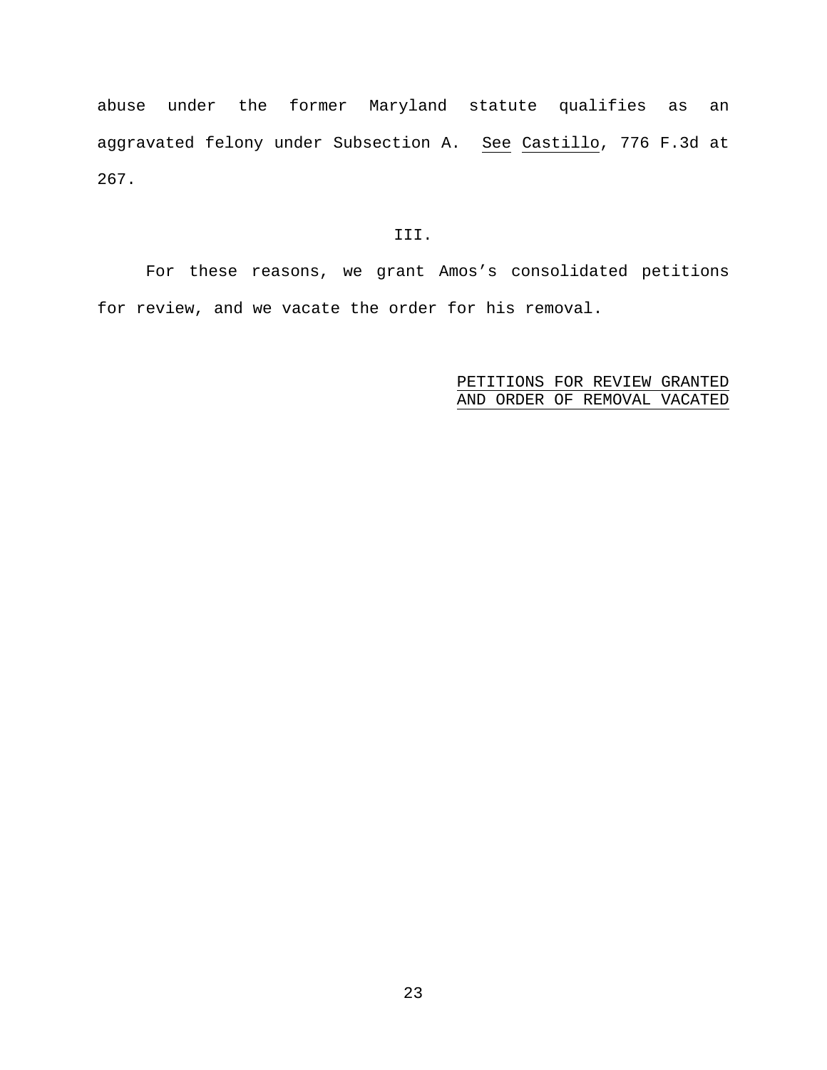abuse under the former Maryland statute qualifies as an aggravated felony under Subsection A. See Castillo, 776 F.3d at 267.

III.

For these reasons, we grant Amos's consolidated petitions for review, and we vacate the order for his removal.

PETITIONS FOR REVIEW GRANTED
AND ORDER OF REMOVAL VACATED